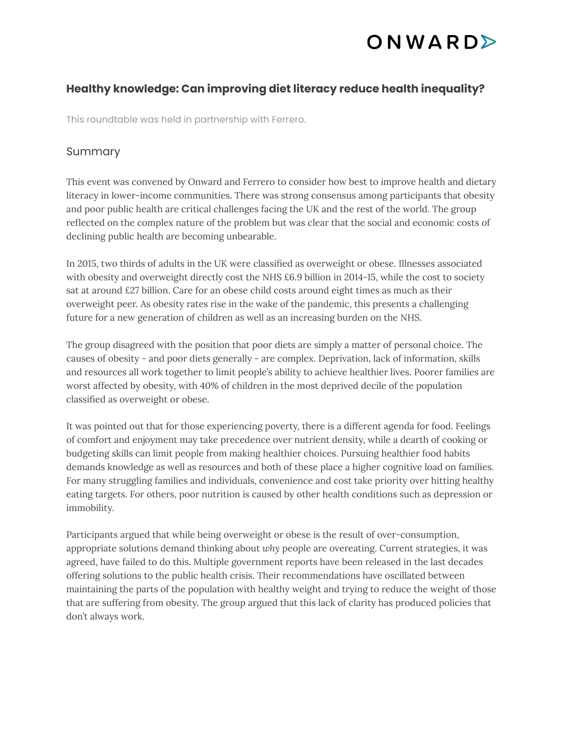ONWARD

## Healthy knowledge: Can improving diet literacy reduce health inequality?

This roundtable was held in partnership with Ferrero.

### Summary

This event was convened by Onward and Ferrero to consider how best to improve health and dietary literacy in lower-income communities. There was strong consensus among participants that obesity and poor public health are critical challenges facing the UK and the rest of the world. The group reflected on the complex nature of the problem but was clear that the social and economic costs of declining public health are becoming unbearable.

In 2015, two thirds of adults in the UK were classified as overweight or obese. Illnesses associated with obesity and overweight directly cost the NHS £6.9 billion in 2014-15, while the cost to society sat at around £27 billion. Care for an obese child costs around eight times as much as their overweight peer. As obesity rates rise in the wake of the pandemic, this presents a challenging future for a new generation of children as well as an increasing burden on the NHS.

The group disagreed with the position that poor diets are simply a matter of personal choice. The causes of obesity - and poor diets generally - are complex. Deprivation, lack of information, skills and resources all work together to limit people's ability to achieve healthier lives. Poorer families are worst affected by obesity, with 40% of children in the most deprived decile of the population classified as overweight or obese.

It was pointed out that for those experiencing poverty, there is a different agenda for food. Feelings of comfort and enjoyment may take precedence over nutrient density, while a dearth of cooking or budgeting skills can limit people from making healthier choices. Pursuing healthier food habits demands knowledge as well as resources and both of these place a higher cognitive load on families. For many struggling families and individuals, convenience and cost take priority over hitting healthy eating targets. For others, poor nutrition is caused by other health conditions such as depression or immobility.

Participants argued that while being overweight or obese is the result of over-consumption, appropriate solutions demand thinking about *why* people are overeating. Current strategies, it was agreed, have failed to do this. Multiple government reports have been released in the last decades offering solutions to the public health crisis. Their recommendations have oscillated between maintaining the parts of the population with healthy weight and trying to reduce the weight of those that are suffering from obesity. The group argued that this lack of clarity has produced policies that don't always work.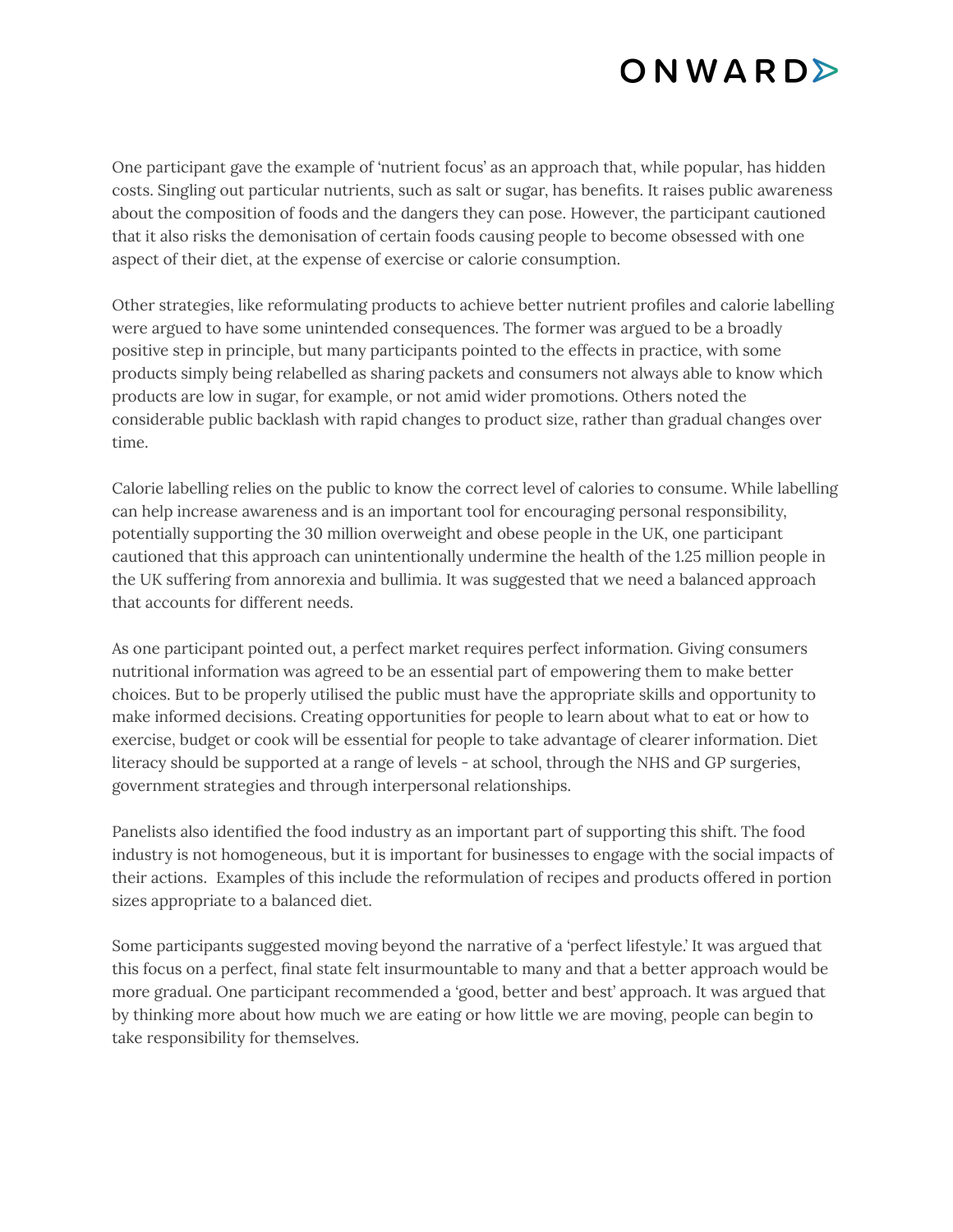One participant gave the example of 'nutrient focus' as an approach that, while popular, has hidden costs. Singling out particular nutrients, such as salt or sugar, has benefits. It raises public awareness about the composition of foods and the dangers they can pose. However, the participant cautioned that it also risks the demonisation of certain foods causing people to become obsessed with one aspect of their diet, at the expense of exercise or calorie consumption.

Other strategies, like reformulating products to achieve better nutrient profiles and calorie labelling were argued to have some unintended consequences. The former was argued to be a broadly positive step in principle, but many participants pointed to the effects in practice, with some products simply being relabelled as sharing packets and consumers not always able to know which products are low in sugar, for example, or not amid wider promotions. Others noted the considerable public backlash with rapid changes to product size, rather than gradual changes over time.

Calorie labelling relies on the public to know the correct level of calories to consume. While labelling can help increase awareness and is an important tool for encouraging personal responsibility, potentially supporting the 30 million overweight and obese people in the UK, one participant cautioned that this approach can unintentionally undermine the health of the 1.25 million people in the UK suffering from annorexia and bullimia. It was suggested that we need a balanced approach that accounts for different needs.

As one participant pointed out, a perfect market requires perfect information. Giving consumers nutritional information was agreed to be an essential part of empowering them to make better choices. But to be properly utilised the public must have the appropriate skills and opportunity to make informed decisions. Creating opportunities for people to learn about what to eat or how to exercise, budget or cook will be essential for people to take advantage of clearer information. Diet literacy should be supported at a range of levels - at school, through the NHS and GP surgeries, government strategies and through interpersonal relationships.

Panelists also identified the food industry as an important part of supporting this shift. The food industry is not homogeneous, but it is important for businesses to engage with the social impacts of their actions. Examples of this include the reformulation of recipes and products offered in portion sizes appropriate to a balanced diet.

Some participants suggested moving beyond the narrative of a 'perfect lifestyle.' It was argued that this focus on a perfect, final state felt insurmountable to many and that a better approach would be more gradual. One participant recommended a 'good, better and best' approach. It was argued that by thinking more about how much we are eating or how little we are moving, people can begin to take responsibility for themselves.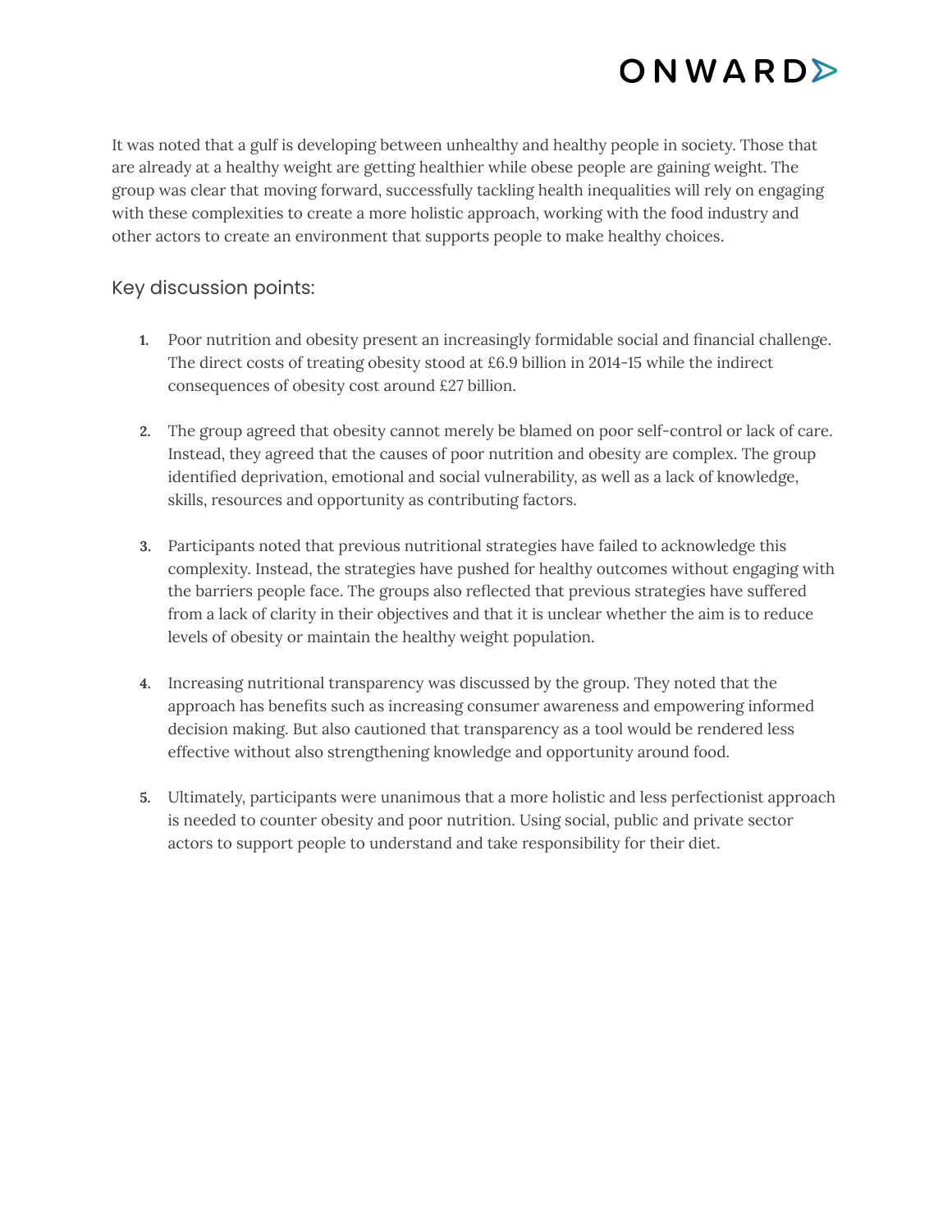It was noted that a gulf is developing between unhealthy and healthy people in society. Those that are already at a healthy weight are getting healthier while obese people are gaining weight. The group was clear that moving forward, successfully tackling health inequalities will rely on engaging with these complexities to create a more holistic approach, working with the food industry and other actors to create an environment that supports people to make healthy choices.

## Key discussion points:

1. Poor nutrition and obesity present an increasingly formidable social and financial challenge. The direct costs of treating obesity stood at £6.9 billion in 2014-15 while the indirect consequences of obesity cost around £27 billion.

2. The group agreed that obesity cannot merely be blamed on poor self-control or lack of care. Instead, they agreed that the causes of poor nutrition and obesity are complex. The group identified deprivation, emotional and social vulnerability, as well as a lack of knowledge, skills, resources and opportunity as contributing factors.

3. Participants noted that previous nutritional strategies have failed to acknowledge this complexity. Instead, the strategies have pushed for healthy outcomes without engaging with the barriers people face. The groups also reflected that previous strategies have suffered from a lack of clarity in their objectives and that it is unclear whether the aim is to reduce levels of obesity or maintain the healthy weight population.

4. Increasing nutritional transparency was discussed by the group. They noted that the approach has benefits such as increasing consumer awareness and empowering informed decision making. But also cautioned that transparency as a tool would be rendered less effective without also strengthening knowledge and opportunity around food.

5. Ultimately, participants were unanimous that a more holistic and less perfectionist approach is needed to counter obesity and poor nutrition. Using social, public and private sector actors to support people to understand and take responsibility for their diet.